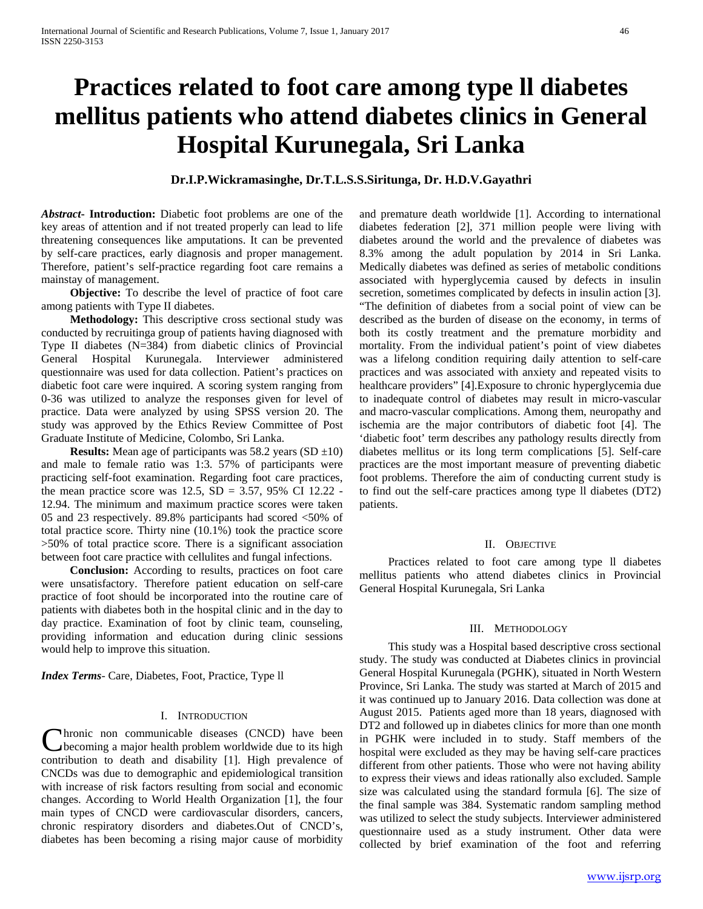# Practices related to foot care among type ll diabetes mellitus patients who attend diabetes clinics in General Hospital Kurunegala, Sri Lanka

**Dr.I.P.Wickramasinghe, Dr.T.L.S.S.Siritunga, Dr. H.D.V.Gayathri**

***Abstract*- Introduction:** Diabetic foot problems are one of the key areas of attention and if not treated properly can lead to life threatening consequences like amputations. It can be prevented by self-care practices, early diagnosis and proper management. Therefore, patient's self-practice regarding foot care remains a mainstay of management.

**Objective:** To describe the level of practice of foot care among patients with Type II diabetes.

**Methodology:** This descriptive cross sectional study was conducted by recruitinga group of patients having diagnosed with Type II diabetes (N=384) from diabetic clinics of Provincial General Hospital Kurunegala. Interviewer administered questionnaire was used for data collection. Patient's practices on diabetic foot care were inquired. A scoring system ranging from 0-36 was utilized to analyze the responses given for level of practice. Data were analyzed by using SPSS version 20. The study was approved by the Ethics Review Committee of Post Graduate Institute of Medicine, Colombo, Sri Lanka.

**Results:** Mean age of participants was 58.2 years (SD ±10) and male to female ratio was 1:3. 57% of participants were practicing self-foot examination. Regarding foot care practices, the mean practice score was 12.5, SD = 3.57, 95% CI 12.22 - 12.94. The minimum and maximum practice scores were taken 05 and 23 respectively. 89.8% participants had scored <50% of total practice score. Thirty nine (10.1%) took the practice score >50% of total practice score. There is a significant association between foot care practice with cellulites and fungal infections.

**Conclusion:** According to results, practices on foot care were unsatisfactory. Therefore patient education on self-care practice of foot should be incorporated into the routine care of patients with diabetes both in the hospital clinic and in the day to day practice. Examination of foot by clinic team, counseling, providing information and education during clinic sessions would help to improve this situation.

***Index Terms*-** Care, Diabetes, Foot, Practice, Type ll

## I. Introduction

Chronic non communicable diseases (CNCD) have been becoming a major health problem worldwide due to its high contribution to death and disability [1]. High prevalence of CNCDs was due to demographic and epidemiological transition with increase of risk factors resulting from social and economic changes. According to World Health Organization [1], the four main types of CNCD were cardiovascular disorders, cancers, chronic respiratory disorders and diabetes.Out of CNCD's, diabetes has been becoming a rising major cause of morbidity and premature death worldwide [1]. According to international diabetes federation [2], 371 million people were living with diabetes around the world and the prevalence of diabetes was 8.3% among the adult population by 2014 in Sri Lanka. Medically diabetes was defined as series of metabolic conditions associated with hyperglycemia caused by defects in insulin secretion, sometimes complicated by defects in insulin action [3]. "The definition of diabetes from a social point of view can be described as the burden of disease on the economy, in terms of both its costly treatment and the premature morbidity and mortality. From the individual patient's point of view diabetes was a lifelong condition requiring daily attention to self-care practices and was associated with anxiety and repeated visits to healthcare providers" [4].Exposure to chronic hyperglycemia due to inadequate control of diabetes may result in micro-vascular and macro-vascular complications. Among them, neuropathy and ischemia are the major contributors of diabetic foot [4]. The 'diabetic foot' term describes any pathology results directly from diabetes mellitus or its long term complications [5]. Self-care practices are the most important measure of preventing diabetic foot problems. Therefore the aim of conducting current study is to find out the self-care practices among type ll diabetes (DT2) patients.

## II. Objective

Practices related to foot care among type ll diabetes mellitus patients who attend diabetes clinics in Provincial General Hospital Kurunegala, Sri Lanka

## III. Methodology

This study was a Hospital based descriptive cross sectional study. The study was conducted at Diabetes clinics in provincial General Hospital Kurunegala (PGHK), situated in North Western Province, Sri Lanka. The study was started at March of 2015 and it was continued up to January 2016. Data collection was done at August 2015. Patients aged more than 18 years, diagnosed with DT2 and followed up in diabetes clinics for more than one month in PGHK were included in to study. Staff members of the hospital were excluded as they may be having self-care practices different from other patients. Those who were not having ability to express their views and ideas rationally also excluded. Sample size was calculated using the standard formula [6]. The size of the final sample was 384. Systematic random sampling method was utilized to select the study subjects. Interviewer administered questionnaire used as a study instrument. Other data were collected by brief examination of the foot and referring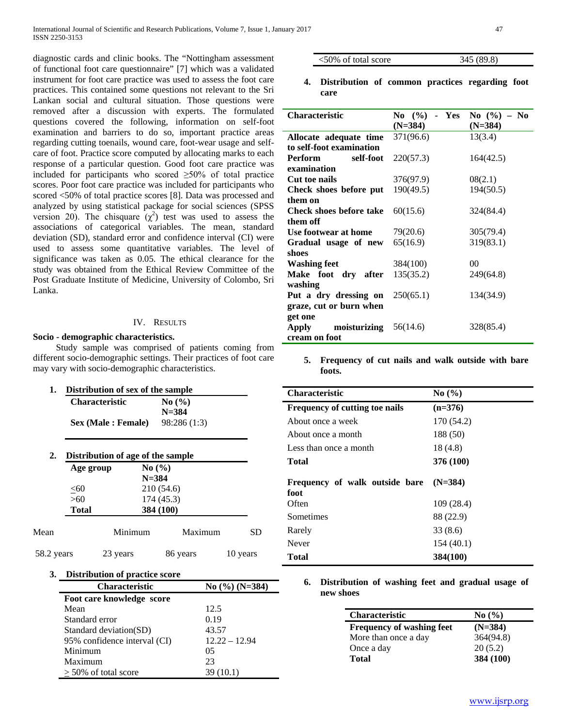diagnostic cards and clinic books. The "Nottingham assessment of functional foot care questionnaire" [7] which was a validated instrument for foot care practice was used to assess the foot care practices. This contained some questions not relevant to the Sri Lankan social and cultural situation. Those questions were removed after a discussion with experts. The formulated questions covered the following, information on self-foot examination and barriers to do so, important practice areas regarding cutting toenails, wound care, foot-wear usage and self-care of foot. Practice score computed by allocating marks to each response of a particular question. Good foot care practice was included for participants who scored ≥50% of total practice scores. Poor foot care practice was included for participants who scored <50% of total practice scores [8]. Data was processed and analyzed by using statistical package for social sciences (SPSS version 20). The chisquare ($\chi^2$) test was used to assess the associations of categorical variables. The mean, standard deviation (SD), standard error and confidence interval (CI) were used to assess some quantitative variables. The level of significance was taken as 0.05. The ethical clearance for the study was obtained from the Ethical Review Committee of the Post Graduate Institute of Medicine, University of Colombo, Sri Lanka.

## IV. Results

### Socio - demographic characteristics.

Study sample was comprised of patients coming from different socio-demographic settings. Their practices of foot care may vary with socio-demographic characteristics.

**1. Distribution of sex of the sample**

| Characteristic | No (%) N=384 |
|---|---|
| **Sex (Male : Female)** | 98:286 (1:3) |

**2. Distribution of age of the sample**

| Age group | No (%) N=384 |
|---|---|
| ≤60 | 210 (54.6) |
| >60 | 174 (45.3) |
| **Total** | **384 (100)** |

| Mean | Minimum | Maximum | SD |
|---|---|---|---|
| 58.2 years | 23 years | 86 years | 10 years |

**3. Distribution of practice score**

| Characteristic | No (%) (N=384) |
|---|---|
| **Foot care knowledge score** | |
| Mean | 12.5 |
| Standard error | 0.19 |
| Standard deviation(SD) | 43.57 |
| 95% confidence interval (CI) | 12.22 – 12.94 |
| Minimum | 05 |
| Maximum | 23 |
| ≥ 50% of total score | 39 (10.1) |
| <50% of total score | 345 (89.8) |

**4. Distribution of common practices regarding foot care**

| Characteristic | No (%) - Yes (N=384) | No (%) – No (N=384) |
|---|---|---|
| **Allocate adequate time to self-foot examination** | 371(96.6) | 13(3.4) |
| **Perform self-foot examination** | 220(57.3) | 164(42.5) |
| **Cut toe nails** | 376(97.9) | 08(2.1) |
| **Check shoes before put them on** | 190(49.5) | 194(50.5) |
| **Check shoes before take them off** | 60(15.6) | 324(84.4) |
| **Use footwear at home** | 79(20.6) | 305(79.4) |
| **Gradual usage of new shoes** | 65(16.9) | 319(83.1) |
| **Washing feet** | 384(100) | 00 |
| **Make foot dry after washing** | 135(35.2) | 249(64.8) |
| **Put a dry dressing on graze, cut or burn when get one** | 250(65.1) | 134(34.9) |
| **Apply moisturizing cream on foot** | 56(14.6) | 328(85.4) |

**5. Frequency of cut nails and walk outside with bare foots.**

| Characteristic | No (%) |
|---|---|
| **Frequency of cutting toe nails** | **(n=376)** |
| About once a week | 170 (54.2) |
| About once a month | 188 (50) |
| Less than once a month | 18 (4.8) |
| **Total** | **376 (100)** |
| **Frequency of walk outside bare foot** | **(N=384)** |
| Often | 109 (28.4) |
| Sometimes | 88 (22.9) |
| Rarely | 33 (8.6) |
| Never | 154 (40.1) |
| **Total** | **384(100)** |

**6. Distribution of washing feet and gradual usage of new shoes**

| Characteristic | No (%) |
|---|---|
| **Frequency of washing feet** | **(N=384)** |
| More than once a day | 364(94.8) |
| Once a day | 20 (5.2) |
| **Total** | **384 (100)** |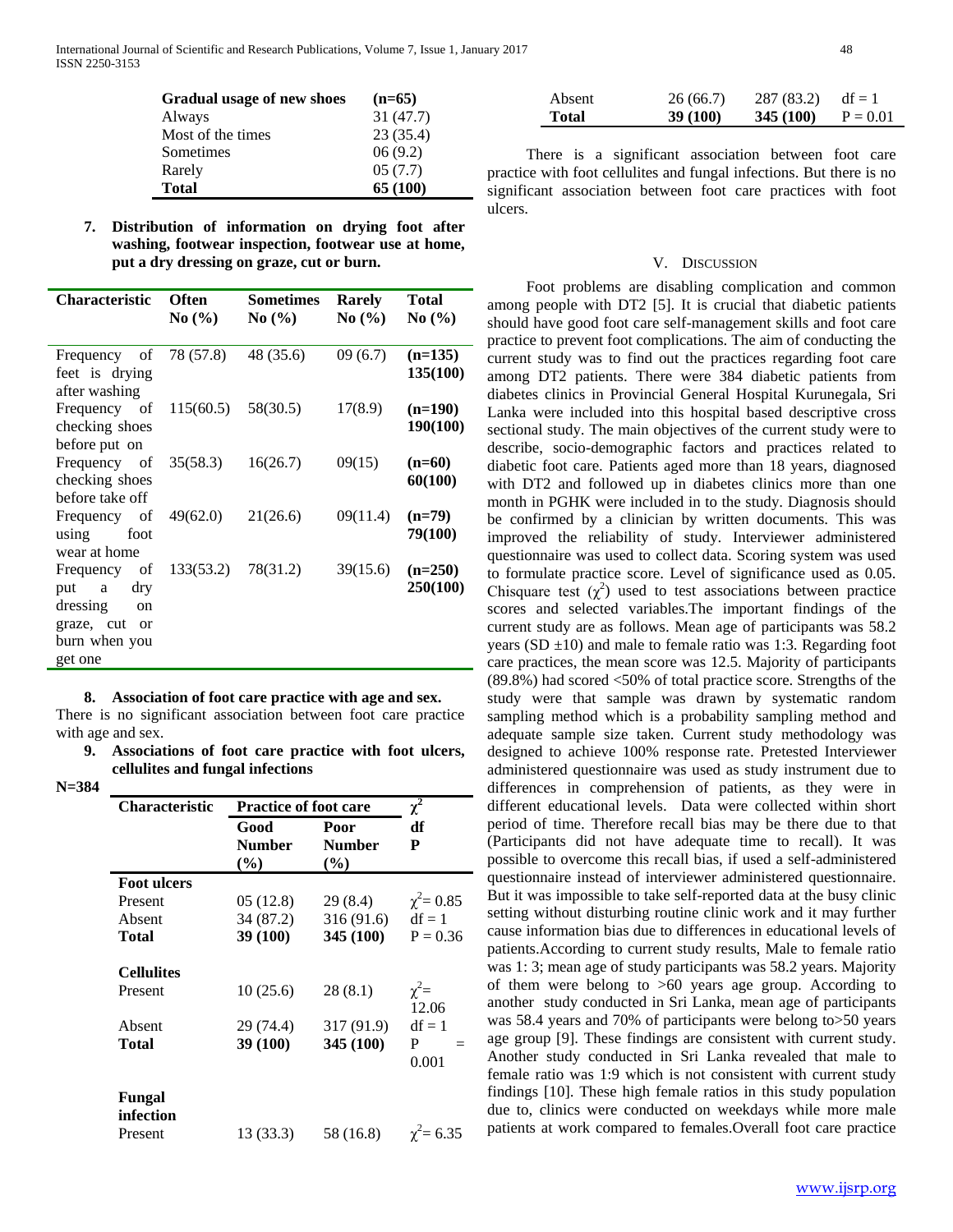| Gradual usage of new shoes | (n=65) |
|---|---|
| Always | 31 (47.7) |
| Most of the times | 23 (35.4) |
| Sometimes | 06 (9.2) |
| Rarely | 05 (7.7) |
| **Total** | **65 (100)** |

**7. Distribution of information on drying foot after washing, footwear inspection, footwear use at home, put a dry dressing on graze, cut or burn.**

| Characteristic | Often No (%) | Sometimes No (%) | Rarely No (%) | Total No (%) |
|---|---|---|---|---|
| Frequency of feet is drying after washing | 78 (57.8) | 48 (35.6) | 09 (6.7) | **(n=135) 135(100)** |
| Frequency of checking shoes before put on | 115(60.5) | 58(30.5) | 17(8.9) | **(n=190) 190(100)** |
| Frequency of checking shoes before take off | 35(58.3) | 16(26.7) | 09(15) | **(n=60) 60(100)** |
| Frequency of using foot wear at home | 49(62.0) | 21(26.6) | 09(11.4) | **(n=79) 79(100)** |
| Frequency of put a dry dressing on graze, cut or burn when you get one | 133(53.2) | 78(31.2) | 39(15.6) | **(n=250) 250(100)** |

**8. Association of foot care practice with age and sex.**

There is no significant association between foot care practice with age and sex.

**9. Associations of foot care practice with foot ulcers, cellulites and fungal infections**

**N=384**

| Characteristic | Practice of foot care | | $\chi^2$ |
|---|---|---|---|
| | Good Number (%) | Poor Number (%) | df P |
| **Foot ulcers** | | | |
| Present | 05 (12.8) | 29 (8.4) | $\chi^2$= 0.85 |
| Absent | 34 (87.2) | 316 (91.6) | df = 1 |
| **Total** | **39 (100)** | **345 (100)** | P = 0.36 |
| **Cellulites** | | | |
| Present | 10 (25.6) | 28 (8.1) | $\chi^2$= 12.06 |
| Absent | 29 (74.4) | 317 (91.9) | df = 1 |
| **Total** | **39 (100)** | **345 (100)** | P = 0.001 |
| **Fungal infection** | | | |
| Present | 13 (33.3) | 58 (16.8) | $\chi^2$= 6.35 |
| Absent | 26 (66.7) | 287 (83.2) | df = 1 |
| **Total** | **39 (100)** | **345 (100)** | P = 0.01 |

There is a significant association between foot care practice with foot cellulites and fungal infections. But there is no significant association between foot care practices with foot ulcers.

## V. Discussion

Foot problems are disabling complication and common among people with DT2 [5]. It is crucial that diabetic patients should have good foot care self-management skills and foot care practice to prevent foot complications. The aim of conducting the current study was to find out the practices regarding foot care among DT2 patients. There were 384 diabetic patients from diabetes clinics in Provincial General Hospital Kurunegala, Sri Lanka were included into this hospital based descriptive cross sectional study. The main objectives of the current study were to describe, socio-demographic factors and practices related to diabetic foot care. Patients aged more than 18 years, diagnosed with DT2 and followed up in diabetes clinics more than one month in PGHK were included in to the study. Diagnosis should be confirmed by a clinician by written documents. This was improved the reliability of study. Interviewer administered questionnaire was used to collect data. Scoring system was used to formulate practice score. Level of significance used as 0.05. Chisquare test ($\chi^2$) used to test associations between practice scores and selected variables.The important findings of the current study are as follows. Mean age of participants was 58.2 years (SD ±10) and male to female ratio was 1:3. Regarding foot care practices, the mean score was 12.5. Majority of participants (89.8%) had scored <50% of total practice score. Strengths of the study were that sample was drawn by systematic random sampling method which is a probability sampling method and adequate sample size taken. Current study methodology was designed to achieve 100% response rate. Pretested Interviewer administered questionnaire was used as study instrument due to differences in comprehension of patients, as they were in different educational levels. Data were collected within short period of time. Therefore recall bias may be there due to that (Participants did not have adequate time to recall). It was possible to overcome this recall bias, if used a self-administered questionnaire instead of interviewer administered questionnaire. But it was impossible to take self-reported data at the busy clinic setting without disturbing routine clinic work and it may further cause information bias due to differences in educational levels of patients.According to current study results, Male to female ratio was 1: 3; mean age of study participants was 58.2 years. Majority of them were belong to >60 years age group. According to another study conducted in Sri Lanka, mean age of participants was 58.4 years and 70% of participants were belong to>50 years age group [9]. These findings are consistent with current study. Another study conducted in Sri Lanka revealed that male to female ratio was 1:9 which is not consistent with current study findings [10]. These high female ratios in this study population due to, clinics were conducted on weekdays while more male patients at work compared to females.Overall foot care practice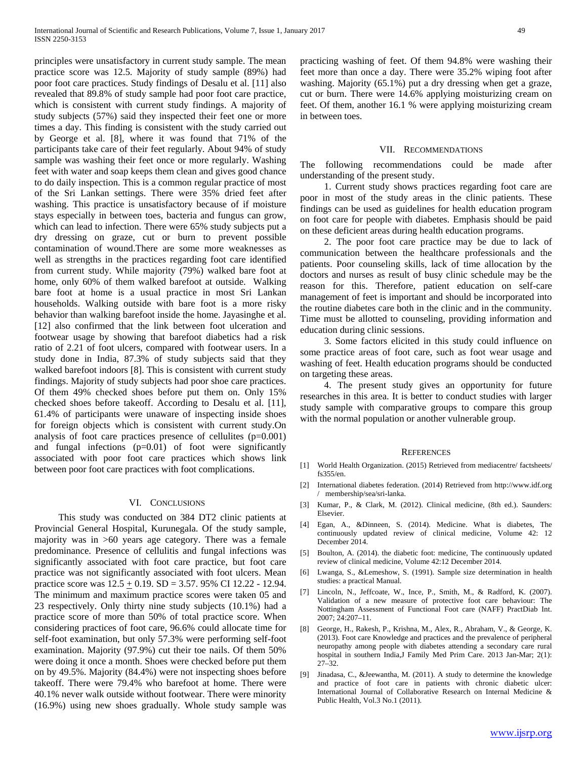principles were unsatisfactory in current study sample. The mean practice score was 12.5. Majority of study sample (89%) had poor foot care practices. Study findings of Desalu et al. [11] also revealed that 89.8% of study sample had poor foot care practice, which is consistent with current study findings. A majority of study subjects (57%) said they inspected their feet one or more times a day. This finding is consistent with the study carried out by George et al. [8], where it was found that 71% of the participants take care of their feet regularly. About 94% of study sample was washing their feet once or more regularly. Washing feet with water and soap keeps them clean and gives good chance to do daily inspection. This is a common regular practice of most of the Sri Lankan settings. There were 35% dried feet after washing. This practice is unsatisfactory because of if moisture stays especially in between toes, bacteria and fungus can grow, which can lead to infection. There were 65% study subjects put a dry dressing on graze, cut or burn to prevent possible contamination of wound.There are some more weaknesses as well as strengths in the practices regarding foot care identified from current study. While majority (79%) walked bare foot at home, only 60% of them walked barefoot at outside. Walking bare foot at home is a usual practice in most Sri Lankan households. Walking outside with bare foot is a more risky behavior than walking barefoot inside the home. Jayasinghe et al. [12] also confirmed that the link between foot ulceration and footwear usage by showing that barefoot diabetics had a risk ratio of 2.21 of foot ulcers, compared with footwear users. In a study done in India, 87.3% of study subjects said that they walked barefoot indoors [8]. This is consistent with current study findings. Majority of study subjects had poor shoe care practices. Of them 49% checked shoes before put them on. Only 15% checked shoes before takeoff. According to Desalu et al. [11], 61.4% of participants were unaware of inspecting inside shoes for foreign objects which is consistent with current study.On analysis of foot care practices presence of cellulites ($p=0.001$) and fungal infections ($p=0.01$) of foot were significantly associated with poor foot care practices which shows link between poor foot care practices with foot complications.

## VI. Conclusions

This study was conducted on 384 DT2 clinic patients at Provincial General Hospital, Kurunegala. Of the study sample, majority was in >60 years age category. There was a female predominance. Presence of cellulitis and fungal infections was significantly associated with foot care practice, but foot care practice was not significantly associated with foot ulcers. Mean practice score was $12.5 \pm 0.19$. SD = 3.57. 95% CI 12.22 - 12.94. The minimum and maximum practice scores were taken 05 and 23 respectively. Only thirty nine study subjects (10.1%) had a practice score of more than 50% of total practice score. When considering practices of foot care, 96.6% could allocate time for self-foot examination, but only 57.3% were performing self-foot examination. Majority (97.9%) cut their toe nails. Of them 50% were doing it once a month. Shoes were checked before put them on by 49.5%. Majority (84.4%) were not inspecting shoes before takeoff. There were 79.4% who barefoot at home. There were 40.1% never walk outside without footwear. There were minority (16.9%) using new shoes gradually. Whole study sample was practicing washing of feet. Of them 94.8% were washing their feet more than once a day. There were 35.2% wiping foot after washing. Majority (65.1%) put a dry dressing when get a graze, cut or burn. There were 14.6% applying moisturizing cream on feet. Of them, another 16.1 % were applying moisturizing cream in between toes.

## VII. Recommendations

The following recommendations could be made after understanding of the present study.

1. Current study shows practices regarding foot care are poor in most of the study areas in the clinic patients. These findings can be used as guidelines for health education program on foot care for people with diabetes. Emphasis should be paid on these deficient areas during health education programs.

2. The poor foot care practice may be due to lack of communication between the healthcare professionals and the patients. Poor counseling skills, lack of time allocation by the doctors and nurses as result of busy clinic schedule may be the reason for this. Therefore, patient education on self-care management of feet is important and should be incorporated into the routine diabetes care both in the clinic and in the community. Time must be allotted to counseling, providing information and education during clinic sessions.

3. Some factors elicited in this study could influence on some practice areas of foot care, such as foot wear usage and washing of feet. Health education programs should be conducted on targeting these areas.

4. The present study gives an opportunity for future researches in this area. It is better to conduct studies with larger study sample with comparative groups to compare this group with the normal population or another vulnerable group.

## References

[1] World Health Organization. (2015) Retrieved from mediacentre/ factsheets/ fs355/en.

[2] International diabetes federation. (2014) Retrieved from http://www.idf.org / membership/sea/sri-lanka.

[3] Kumar, P., & Clark, M. (2012). Clinical medicine, (8th ed.). Saunders: Elsevier.

[4] Egan, A., &Dinneen, S. (2014). Medicine. What is diabetes, The continuously updated review of clinical medicine, Volume 42: 12 December 2014.

[5] Boulton, A. (2014). the diabetic foot: medicine, The continuously updated review of clinical medicine, Volume 42:12 December 2014.

[6] Lwanga, S., &Lemeshow, S. (1991). Sample size determination in health studies: a practical Manual.

[7] Lincoln, N., Jeffcoate, W., Ince, P., Smith, M., & Radford, K. (2007). Validation of a new measure of protective foot care behaviour: The Nottingham Assessment of Functional Foot care (NAFF) PractDiab Int. 2007; 24:207–11.

[8] George, H., Rakesh, P., Krishna, M., Alex, R., Abraham, V., & George, K. (2013). Foot care Knowledge and practices and the prevalence of peripheral neuropathy among people with diabetes attending a secondary care rural hospital in southern India,J Family Med Prim Care. 2013 Jan-Mar; 2(1): 27–32.

[9] Jinadasa, C., &Jeewantha, M. (2011). A study to determine the knowledge and practice of foot care in patients with chronic diabetic ulcer: International Journal of Collaborative Research on Internal Medicine & Public Health, Vol.3 No.1 (2011).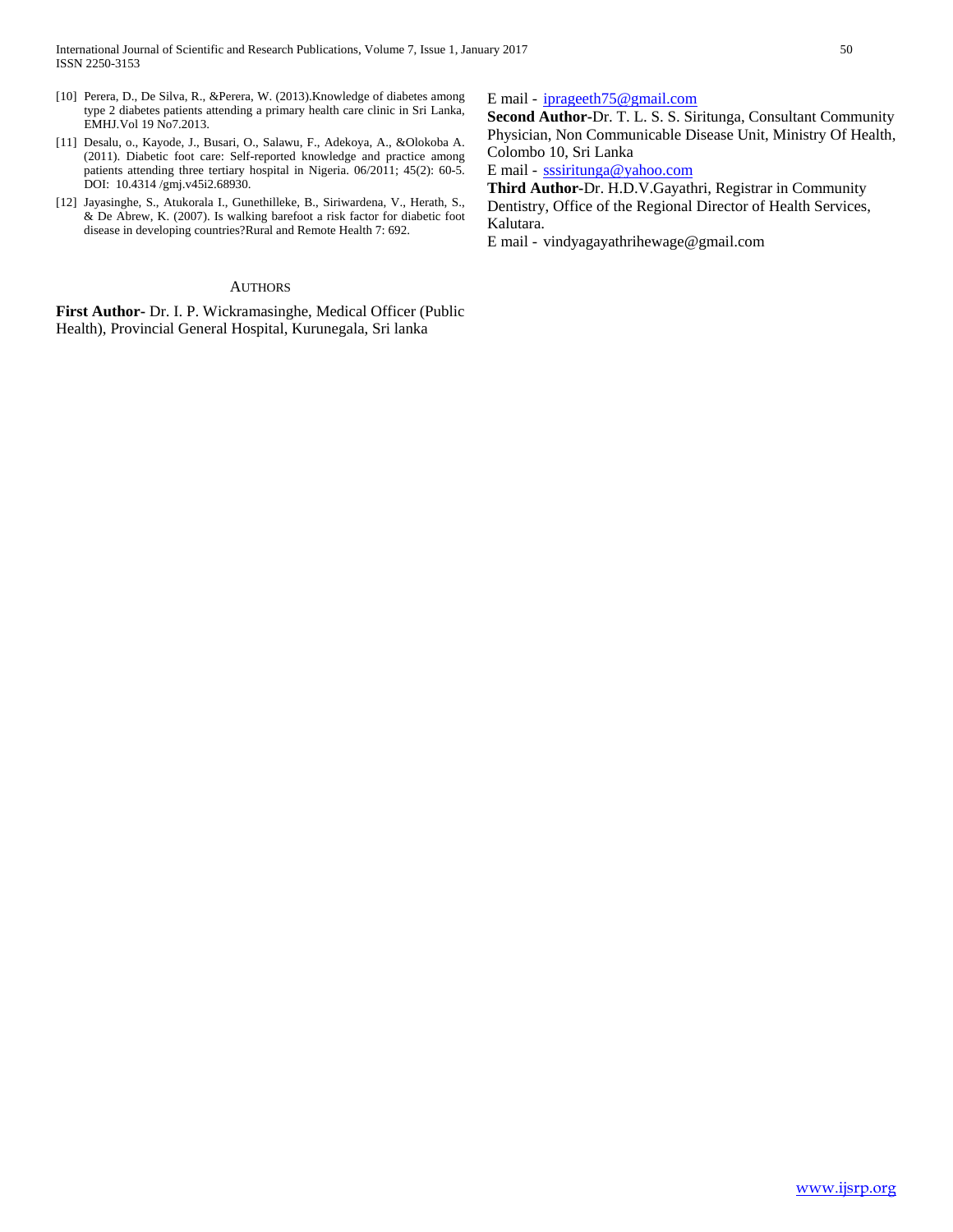[10] Perera, D., De Silva, R., &Perera, W. (2013).Knowledge of diabetes among type 2 diabetes patients attending a primary health care clinic in Sri Lanka, EMHJ.Vol 19 No7.2013.

[11] Desalu, o., Kayode, J., Busari, O., Salawu, F., Adekoya, A., &Olokoba A. (2011). Diabetic foot care: Self-reported knowledge and practice among patients attending three tertiary hospital in Nigeria. 06/2011; 45(2): 60-5. DOI: 10.4314 /gmj.v45i2.68930.

[12] Jayasinghe, S., Atukorala I., Gunethilleke, B., Siriwardena, V., Herath, S., & De Abrew, K. (2007). Is walking barefoot a risk factor for diabetic foot disease in developing countries?Rural and Remote Health 7: 692.

## AUTHORS

**First Author**- Dr. I. P. Wickramasinghe, Medical Officer (Public Health), Provincial General Hospital, Kurunegala, Sri lanka

E mail - iprageeth75@gmail.com

**Second Author**-Dr. T. L. S. S. Siritunga, Consultant Community Physician, Non Communicable Disease Unit, Ministry Of Health, Colombo 10, Sri Lanka

E mail - sssiritunga@yahoo.com

**Third Author**-Dr. H.D.V.Gayathri, Registrar in Community Dentistry, Office of the Regional Director of Health Services, Kalutara.

E mail - vindyagayathrihewage@gmail.com